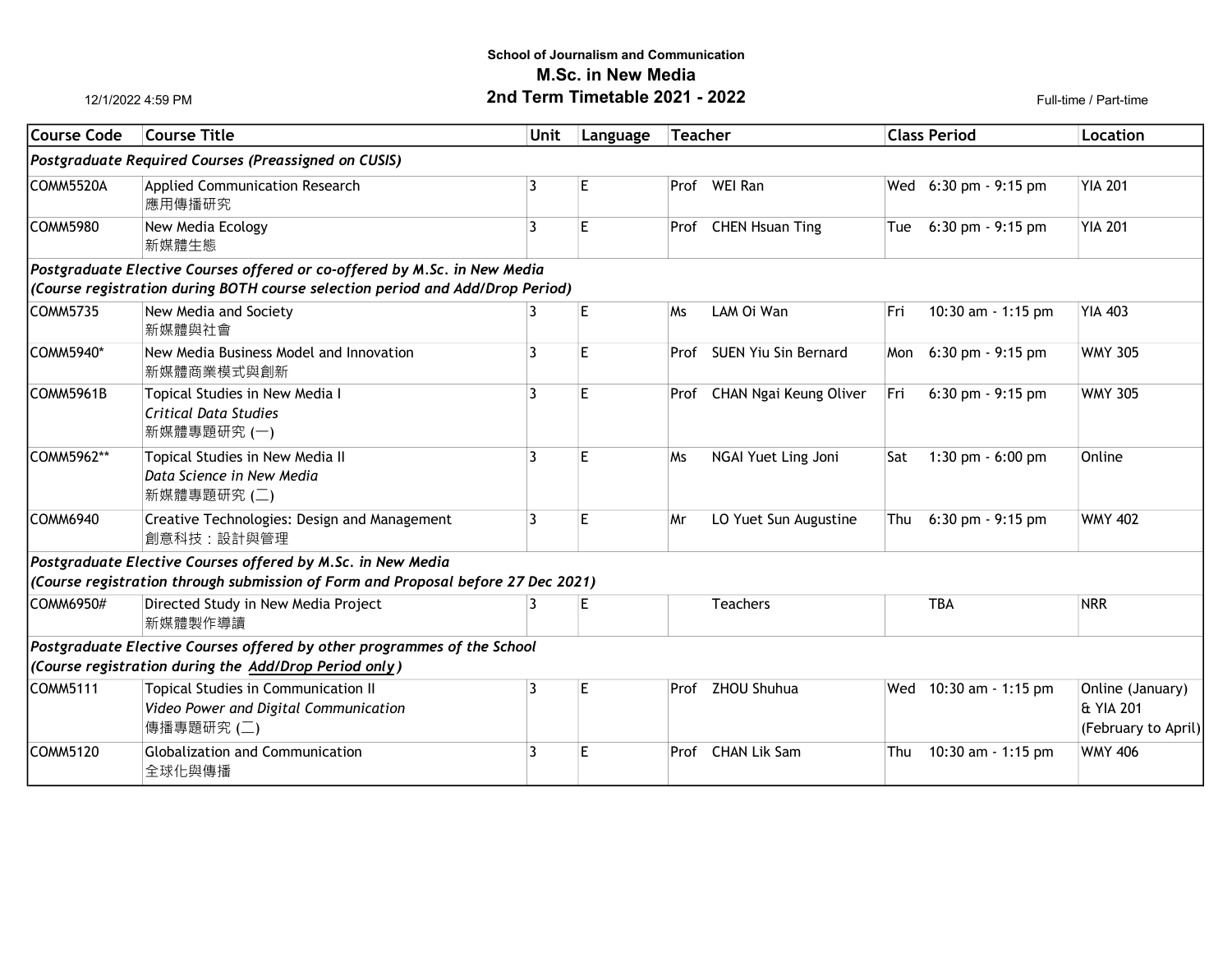**School of Journalism and Communication**

## M.Sc. in New Media

## 2nd Term Timetable 2021 - 2022

12/1/2022 4:59 PM

Full-time / Part-time

| Course Code | Course Title | Unit | Language | Teacher | | Class Period | | Location |
|---|---|---|---|---|---|---|---|---|
| ***Postgraduate Required Courses (Preassigned on CUSIS)*** | | | | | | | | |
| COMM5520A | Applied Communication Research<br>應用傳播研究 | 3 | E | Prof | WEI Ran | Wed | 6:30 pm - 9:15 pm | YIA 201 |
| COMM5980 | New Media Ecology<br>新媒體生態 | 3 | E | Prof | CHEN Hsuan Ting | Tue | 6:30 pm - 9:15 pm | YIA 201 |
| ***Postgraduate Elective Courses offered or co-offered by M.Sc. in New Media<br>(Course registration during BOTH course selection period and Add/Drop Period)*** | | | | | | | | |
| COMM5735 | New Media and Society<br>新媒體與社會 | 3 | E | Ms | LAM Oi Wan | Fri | 10:30 am - 1:15 pm | YIA 403 |
| COMM5940* | New Media Business Model and Innovation<br>新媒體商業模式與創新 | 3 | E | Prof | SUEN Yiu Sin Bernard | Mon | 6:30 pm - 9:15 pm | WMY 305 |
| COMM5961B | Topical Studies in New Media I<br>*Critical Data Studies*<br>新媒體專題研究 (一) | 3 | E | Prof | CHAN Ngai Keung Oliver | Fri | 6:30 pm - 9:15 pm | WMY 305 |
| COMM5962** | Topical Studies in New Media II<br>*Data Science in New Media*<br>新媒體專題研究 (二) | 3 | E | Ms | NGAI Yuet Ling Joni | Sat | 1:30 pm - 6:00 pm | Online |
| COMM6940 | Creative Technologies: Design and Management<br>創意科技：設計與管理 | 3 | E | Mr | LO Yuet Sun Augustine | Thu | 6:30 pm - 9:15 pm | WMY 402 |
| ***Postgraduate Elective Courses offered by M.Sc. in New Media<br>(Course registration through submission of Form and Proposal before 27 Dec 2021)*** | | | | | | | | |
| COMM6950# | Directed Study in New Media Project<br>新媒體製作導讀 | 3 | E | | Teachers | | TBA | NRR |
| ***Postgraduate Elective Courses offered by other programmes of the School<br>(Course registration during the <u>Add/Drop Period only</u>)*** | | | | | | | | |
| COMM5111 | Topical Studies in Communication II<br>*Video Power and Digital Communication*<br>傳播專題研究 (二) | 3 | E | Prof | ZHOU Shuhua | Wed | 10:30 am - 1:15 pm | Online (January) & YIA 201 (February to April) |
| COMM5120 | Globalization and Communication<br>全球化與傳播 | 3 | E | Prof | CHAN Lik Sam | Thu | 10:30 am - 1:15 pm | WMY 406 |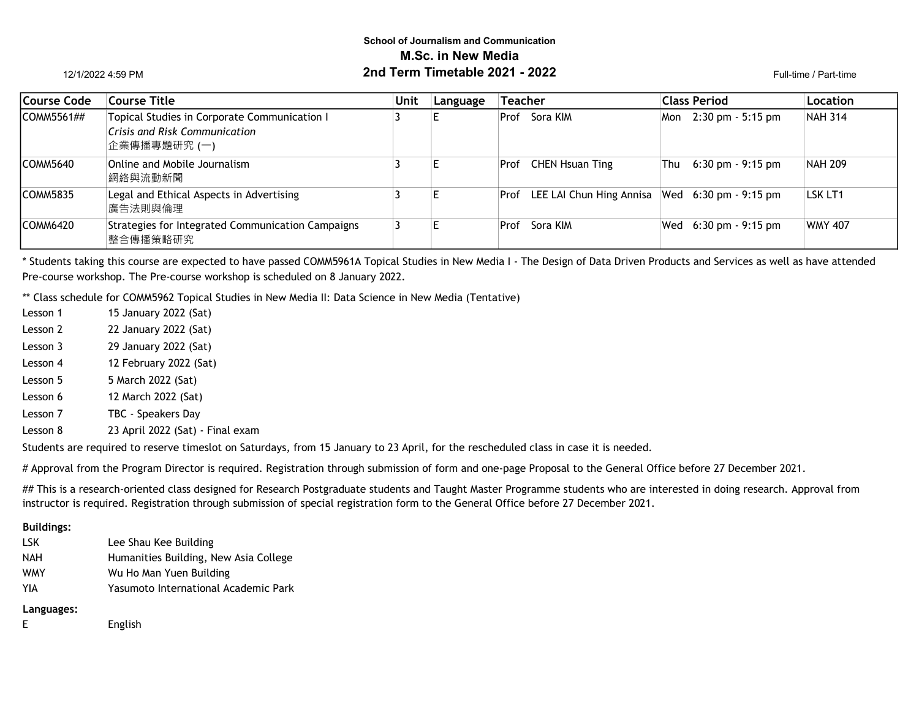**School of Journalism and Communication**

## M.Sc. in New Media

## 2nd Term Timetable 2021 - 2022

12/1/2022 4:59 PM

Full-time / Part-time

| Course Code | Course Title | Unit | Language | Teacher | Class Period | Location |
|---|---|---|---|---|---|---|
| COMM5561## | Topical Studies in Corporate Communication I<br>*Crisis and Risk Communication*<br>企業傳播專題研究 (一) | 3 | E | Prof Sora KIM | Mon 2:30 pm - 5:15 pm | NAH 314 |
| COMM5640 | Online and Mobile Journalism<br>網絡與流動新聞 | 3 | E | Prof CHEN Hsuan Ting | Thu 6:30 pm - 9:15 pm | NAH 209 |
| COMM5835 | Legal and Ethical Aspects in Advertising<br>廣告法則與倫理 | 3 | E | Prof LEE LAI Chun Hing Annisa | Wed 6:30 pm - 9:15 pm | LSK LT1 |
| COMM6420 | Strategies for Integrated Communication Campaigns<br>整合傳播策略研究 | 3 | E | Prof Sora KIM | Wed 6:30 pm - 9:15 pm | WMY 407 |

* Students taking this course are expected to have passed COMM5961A Topical Studies in New Media I - The Design of Data Driven Products and Services as well as have attended Pre-course workshop. The Pre-course workshop is scheduled on 8 January 2022.

** Class schedule for COMM5962 Topical Studies in New Media II: Data Science in New Media (Tentative)

| | |
|---|---|
| Lesson 1 | 15 January 2022 (Sat) |
| Lesson 2 | 22 January 2022 (Sat) |
| Lesson 3 | 29 January 2022 (Sat) |
| Lesson 4 | 12 February 2022 (Sat) |
| Lesson 5 | 5 March 2022 (Sat) |
| Lesson 6 | 12 March 2022 (Sat) |
| Lesson 7 | TBC - Speakers Day |
| Lesson 8 | 23 April 2022 (Sat) - Final exam |

Students are required to reserve timeslot on Saturdays, from 15 January to 23 April, for the rescheduled class in case it is needed.

# Approval from the Program Director is required. Registration through submission of form and one-page Proposal to the General Office before 27 December 2021.

## This is a research-oriented class designed for Research Postgraduate students and Taught Master Programme students who are interested in doing research. Approval from instructor is required. Registration through submission of special registration form to the General Office before 27 December 2021.

**Buildings:**

| | |
|---|---|
| LSK | Lee Shau Kee Building |
| NAH | Humanities Building, New Asia College |
| WMY | Wu Ho Man Yuen Building |
| YIA | Yasumoto International Academic Park |

**Languages:**

| | |
|---|---|
| E | English |